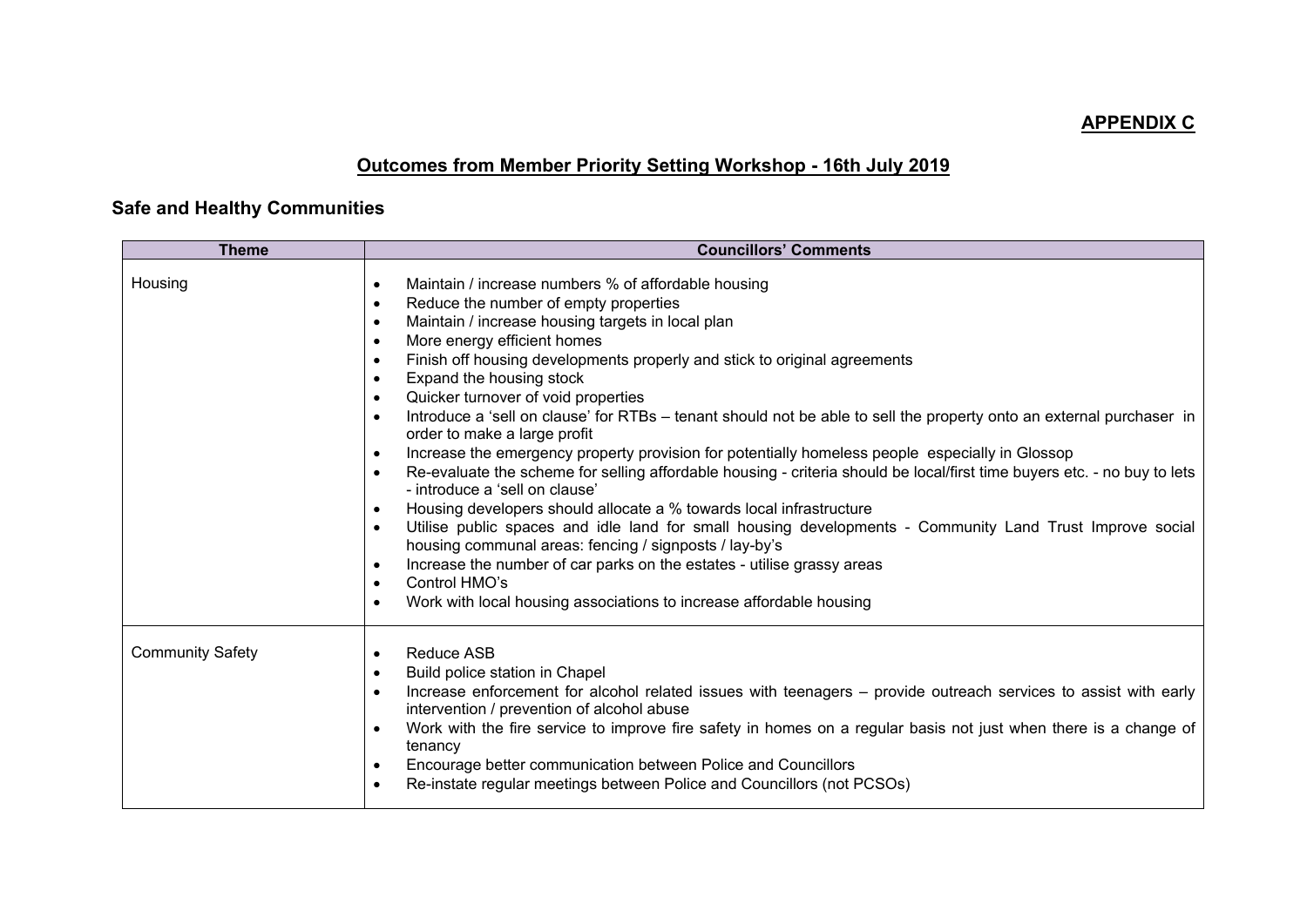**APPENDIX C**

# Outcomes from Member Priority Setting Workshop - 16th July 2019

## Safe and Healthy Communities

| Theme | Councillors' Comments |
| --- | --- |
| Housing | • Maintain / increase numbers % of affordable housing<br>• Reduce the number of empty properties<br>• Maintain / increase housing targets in local plan<br>• More energy efficient homes<br>• Finish off housing developments properly and stick to original agreements<br>• Expand the housing stock<br>• Quicker turnover of void properties<br>• Introduce a 'sell on clause' for RTBs – tenant should not be able to sell the property onto an external purchaser in order to make a large profit<br>• Increase the emergency property provision for potentially homeless people especially in Glossop<br>• Re-evaluate the scheme for selling affordable housing - criteria should be local/first time buyers etc. - no buy to lets - introduce a 'sell on clause'<br>• Housing developers should allocate a % towards local infrastructure<br>• Utilise public spaces and idle land for small housing developments - Community Land Trust Improve social housing communal areas: fencing / signposts / lay-by's<br>• Increase the number of car parks on the estates - utilise grassy areas<br>• Control HMO's<br>• Work with local housing associations to increase affordable housing |
| Community Safety | • Reduce ASB<br>• Build police station in Chapel<br>• Increase enforcement for alcohol related issues with teenagers – provide outreach services to assist with early intervention / prevention of alcohol abuse<br>• Work with the fire service to improve fire safety in homes on a regular basis not just when there is a change of tenancy<br>• Encourage better communication between Police and Councillors<br>• Re-instate regular meetings between Police and Councillors (not PCSOs) |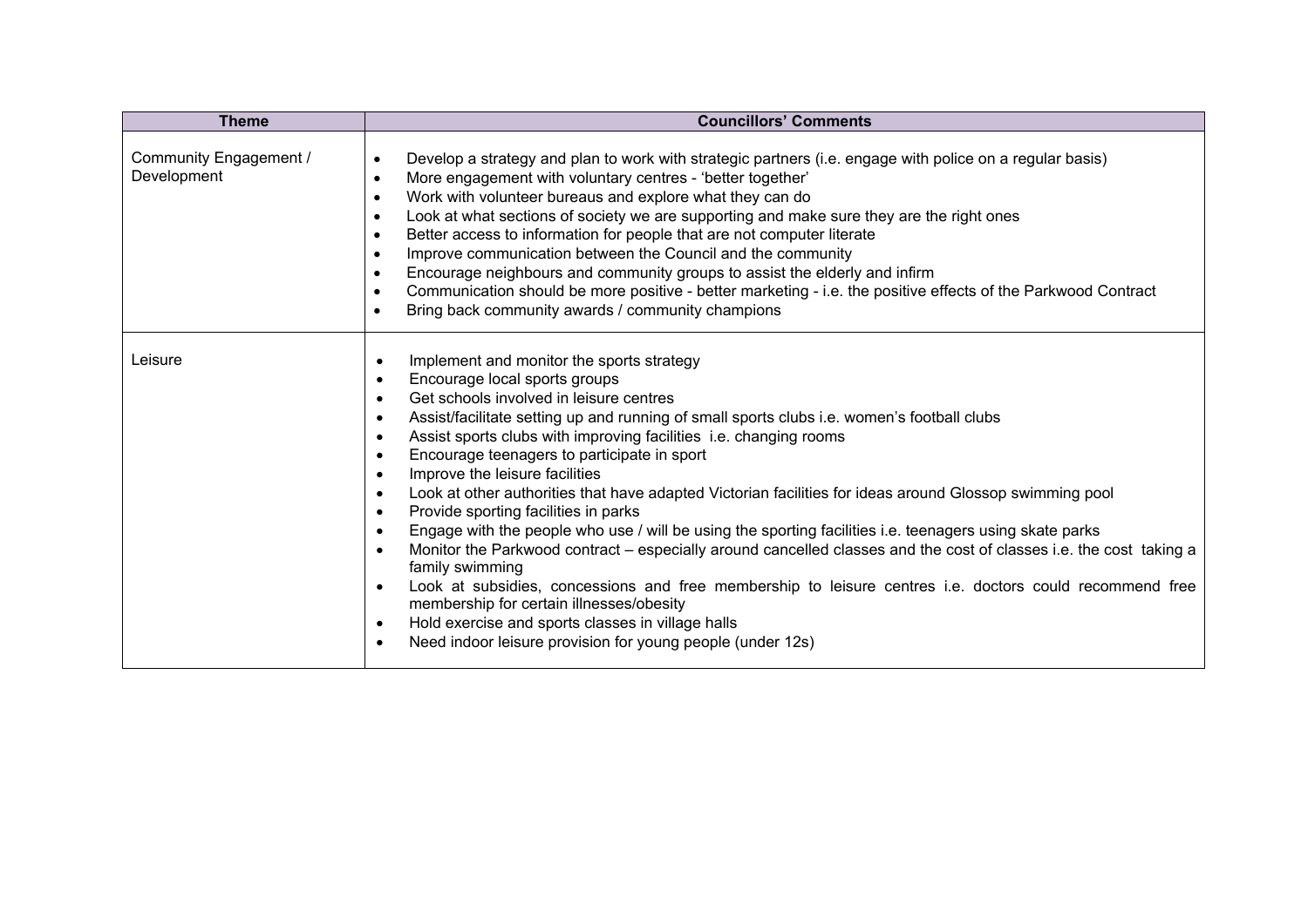| Theme | Councillors' Comments |
| --- | --- |
| Community Engagement / Development | • Develop a strategy and plan to work with strategic partners (i.e. engage with police on a regular basis)<br>• More engagement with voluntary centres - 'better together'<br>• Work with volunteer bureaus and explore what they can do<br>• Look at what sections of society we are supporting and make sure they are the right ones<br>• Better access to information for people that are not computer literate<br>• Improve communication between the Council and the community<br>• Encourage neighbours and community groups to assist the elderly and infirm<br>• Communication should be more positive - better marketing - i.e. the positive effects of the Parkwood Contract<br>• Bring back community awards / community champions |
| Leisure | • Implement and monitor the sports strategy<br>• Encourage local sports groups<br>• Get schools involved in leisure centres<br>• Assist/facilitate setting up and running of small sports clubs i.e. women's football clubs<br>• Assist sports clubs with improving facilities i.e. changing rooms<br>• Encourage teenagers to participate in sport<br>• Improve the leisure facilities<br>• Look at other authorities that have adapted Victorian facilities for ideas around Glossop swimming pool<br>• Provide sporting facilities in parks<br>• Engage with the people who use / will be using the sporting facilities i.e. teenagers using skate parks<br>• Monitor the Parkwood contract – especially around cancelled classes and the cost of classes i.e. the cost taking a family swimming<br>• Look at subsidies, concessions and free membership to leisure centres i.e. doctors could recommend free membership for certain illnesses/obesity<br>• Hold exercise and sports classes in village halls<br>• Need indoor leisure provision for young people (under 12s) |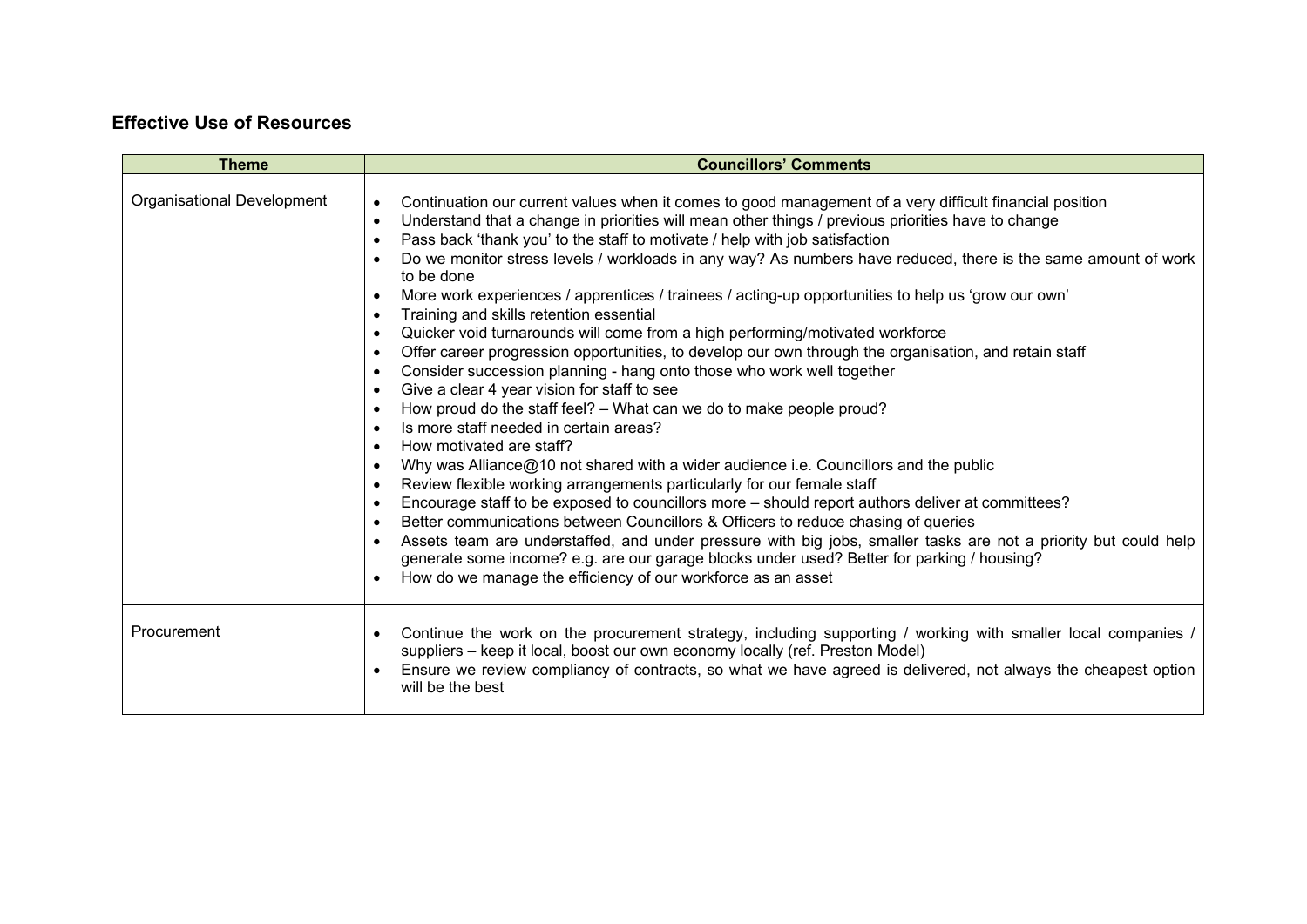## Effective Use of Resources

| Theme | Councillors' Comments |
| --- | --- |
| Organisational Development | • Continuation our current values when it comes to good management of a very difficult financial position<br>• Understand that a change in priorities will mean other things / previous priorities have to change<br>• Pass back 'thank you' to the staff to motivate / help with job satisfaction<br>• Do we monitor stress levels / workloads in any way? As numbers have reduced, there is the same amount of work to be done<br>• More work experiences / apprentices / trainees / acting-up opportunities to help us 'grow our own'<br>• Training and skills retention essential<br>• Quicker void turnarounds will come from a high performing/motivated workforce<br>• Offer career progression opportunities, to develop our own through the organisation, and retain staff<br>• Consider succession planning - hang onto those who work well together<br>• Give a clear 4 year vision for staff to see<br>• How proud do the staff feel? – What can we do to make people proud?<br>• Is more staff needed in certain areas?<br>• How motivated are staff?<br>• Why was Alliance@10 not shared with a wider audience i.e. Councillors and the public<br>• Review flexible working arrangements particularly for our female staff<br>• Encourage staff to be exposed to councillors more – should report authors deliver at committees?<br>• Better communications between Councillors & Officers to reduce chasing of queries<br>• Assets team are understaffed, and under pressure with big jobs, smaller tasks are not a priority but could help generate some income? e.g. are our garage blocks under used? Better for parking / housing?<br>• How do we manage the efficiency of our workforce as an asset |
| Procurement | • Continue the work on the procurement strategy, including supporting / working with smaller local companies / suppliers – keep it local, boost our own economy locally (ref. Preston Model)<br>• Ensure we review compliancy of contracts, so what we have agreed is delivered, not always the cheapest option will be the best |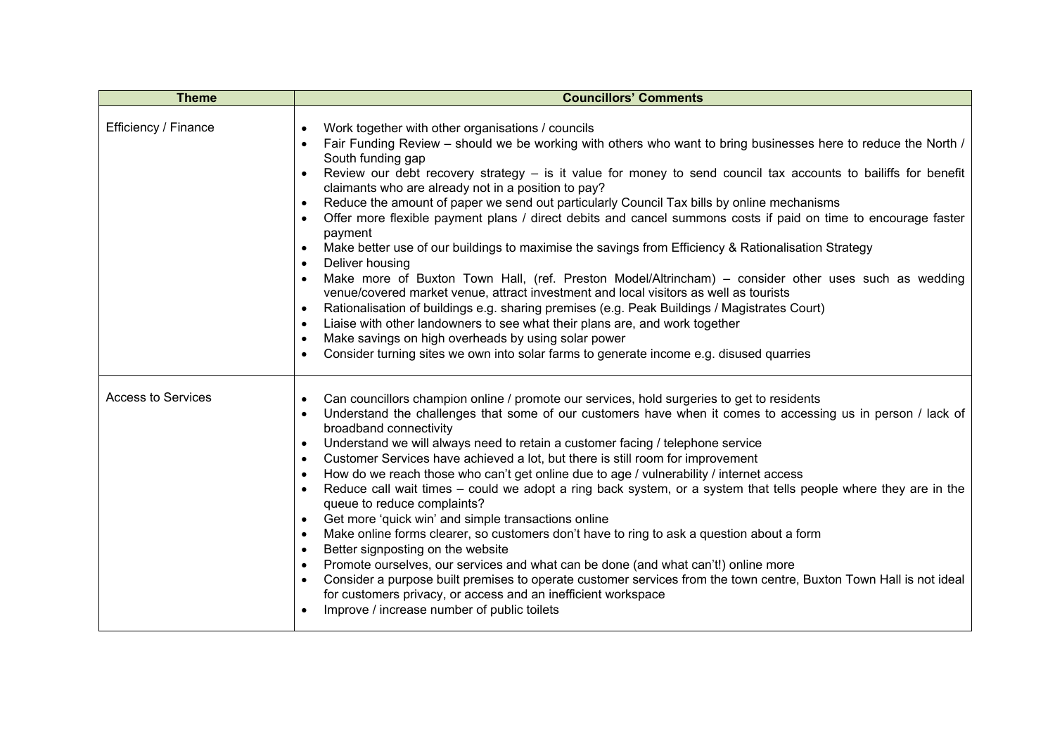| Theme | Councillors' Comments |
| --- | --- |
| Efficiency / Finance | • Work together with other organisations / councils<br>• Fair Funding Review – should we be working with others who want to bring businesses here to reduce the North / South funding gap<br>• Review our debt recovery strategy – is it value for money to send council tax accounts to bailiffs for benefit claimants who are already not in a position to pay?<br>• Reduce the amount of paper we send out particularly Council Tax bills by online mechanisms<br>• Offer more flexible payment plans / direct debits and cancel summons costs if paid on time to encourage faster payment<br>• Make better use of our buildings to maximise the savings from Efficiency & Rationalisation Strategy<br>• Deliver housing<br>• Make more of Buxton Town Hall, (ref. Preston Model/Altrincham) – consider other uses such as wedding venue/covered market venue, attract investment and local visitors as well as tourists<br>• Rationalisation of buildings e.g. sharing premises (e.g. Peak Buildings / Magistrates Court)<br>• Liaise with other landowners to see what their plans are, and work together<br>• Make savings on high overheads by using solar power<br>• Consider turning sites we own into solar farms to generate income e.g. disused quarries |
| Access to Services | • Can councillors champion online / promote our services, hold surgeries to get to residents<br>• Understand the challenges that some of our customers have when it comes to accessing us in person / lack of broadband connectivity<br>• Understand we will always need to retain a customer facing / telephone service<br>• Customer Services have achieved a lot, but there is still room for improvement<br>• How do we reach those who can't get online due to age / vulnerability / internet access<br>• Reduce call wait times – could we adopt a ring back system, or a system that tells people where they are in the queue to reduce complaints?<br>• Get more 'quick win' and simple transactions online<br>• Make online forms clearer, so customers don't have to ring to ask a question about a form<br>• Better signposting on the website<br>• Promote ourselves, our services and what can be done (and what can't!) online more<br>• Consider a purpose built premises to operate customer services from the town centre, Buxton Town Hall is not ideal for customers privacy, or access and an inefficient workspace<br>• Improve / increase number of public toilets |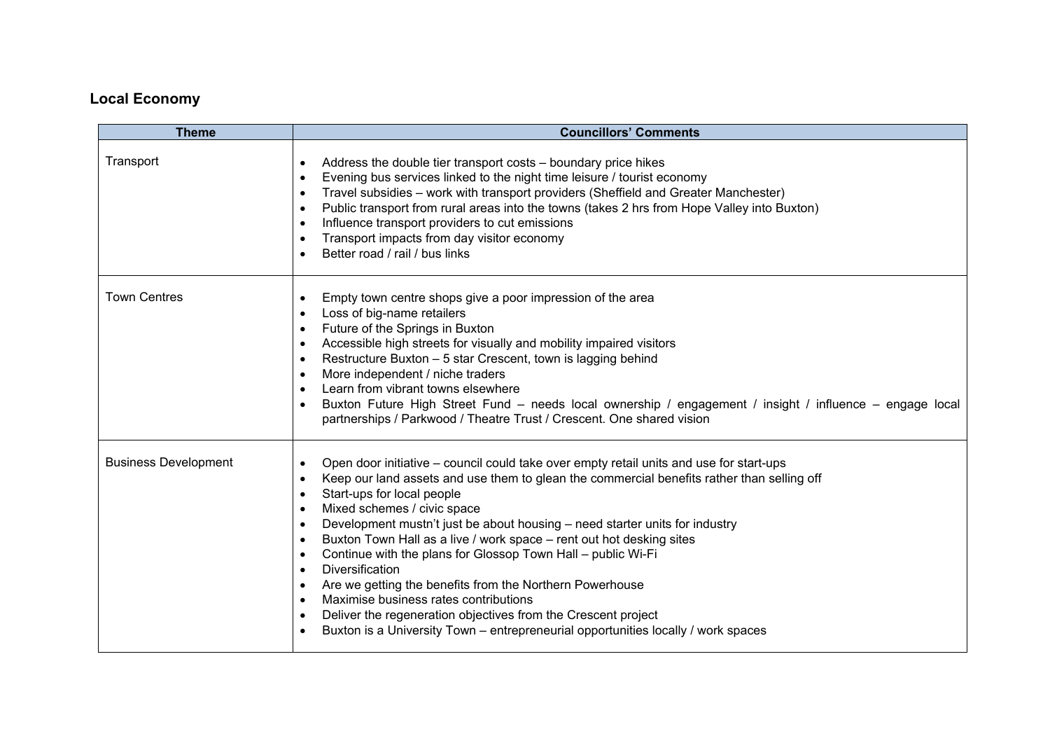## Local Economy

| Theme | Councillors' Comments |
|---|---|
| Transport | • Address the double tier transport costs – boundary price hikes<br>• Evening bus services linked to the night time leisure / tourist economy<br>• Travel subsidies – work with transport providers (Sheffield and Greater Manchester)<br>• Public transport from rural areas into the towns (takes 2 hrs from Hope Valley into Buxton)<br>• Influence transport providers to cut emissions<br>• Transport impacts from day visitor economy<br>• Better road / rail / bus links |
| Town Centres | • Empty town centre shops give a poor impression of the area<br>• Loss of big-name retailers<br>• Future of the Springs in Buxton<br>• Accessible high streets for visually and mobility impaired visitors<br>• Restructure Buxton – 5 star Crescent, town is lagging behind<br>• More independent / niche traders<br>• Learn from vibrant towns elsewhere<br>• Buxton Future High Street Fund – needs local ownership / engagement / insight / influence – engage local partnerships / Parkwood / Theatre Trust / Crescent. One shared vision |
| Business Development | • Open door initiative – council could take over empty retail units and use for start-ups<br>• Keep our land assets and use them to glean the commercial benefits rather than selling off<br>• Start-ups for local people<br>• Mixed schemes / civic space<br>• Development mustn't just be about housing – need starter units for industry<br>• Buxton Town Hall as a live / work space – rent out hot desking sites<br>• Continue with the plans for Glossop Town Hall – public Wi-Fi<br>• Diversification<br>• Are we getting the benefits from the Northern Powerhouse<br>• Maximise business rates contributions<br>• Deliver the regeneration objectives from the Crescent project<br>• Buxton is a University Town – entrepreneurial opportunities locally / work spaces |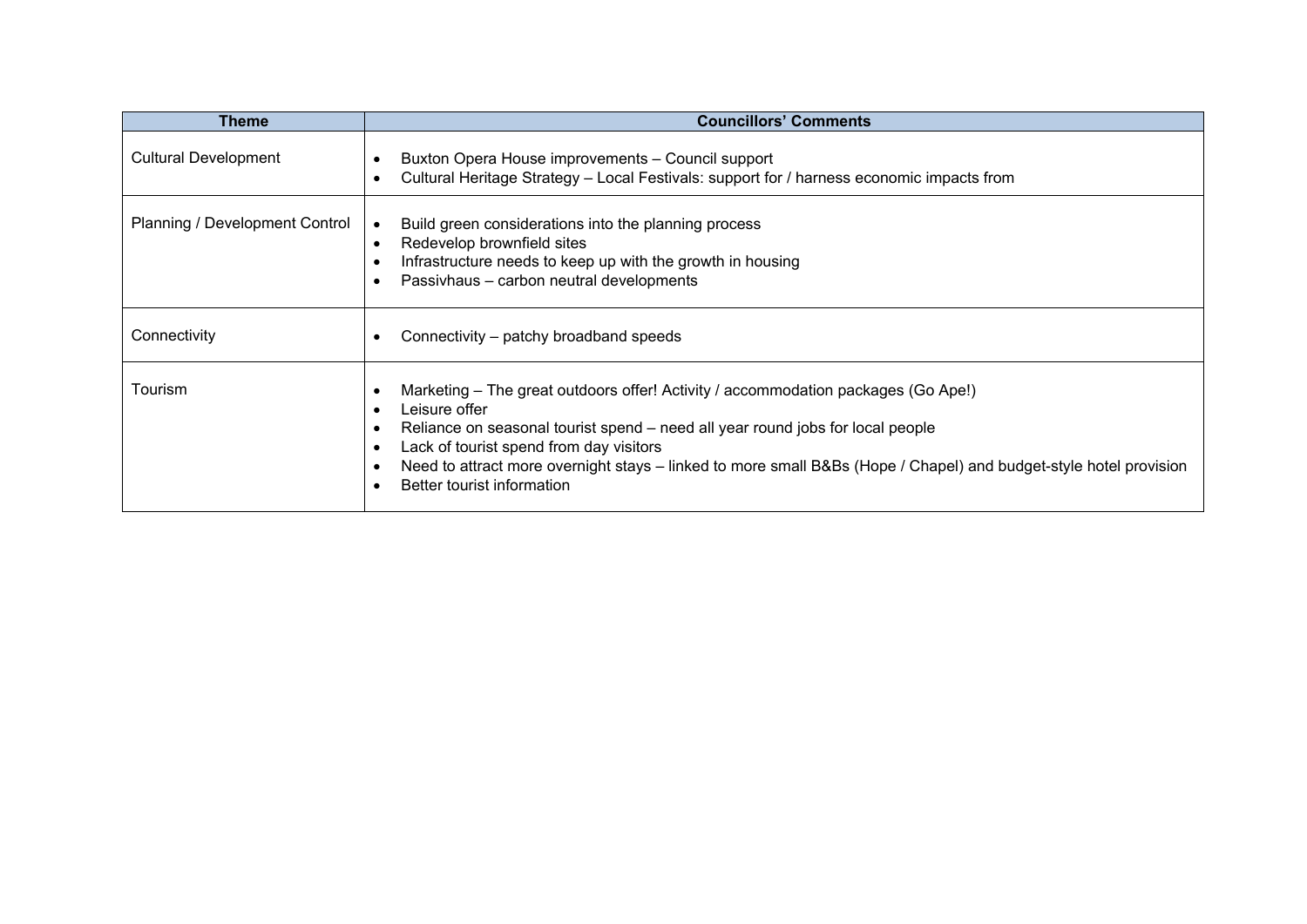| Theme | Councillors’ Comments |
| --- | --- |
| Cultural Development | • Buxton Opera House improvements – Council support<br>• Cultural Heritage Strategy – Local Festivals: support for / harness economic impacts from |
| Planning / Development Control | • Build green considerations into the planning process<br>• Redevelop brownfield sites<br>• Infrastructure needs to keep up with the growth in housing<br>• Passivhaus – carbon neutral developments |
| Connectivity | • Connectivity – patchy broadband speeds |
| Tourism | • Marketing – The great outdoors offer! Activity / accommodation packages (Go Ape!)<br>• Leisure offer<br>• Reliance on seasonal tourist spend – need all year round jobs for local people<br>• Lack of tourist spend from day visitors<br>• Need to attract more overnight stays – linked to more small B&Bs (Hope / Chapel) and budget-style hotel provision<br>• Better tourist information |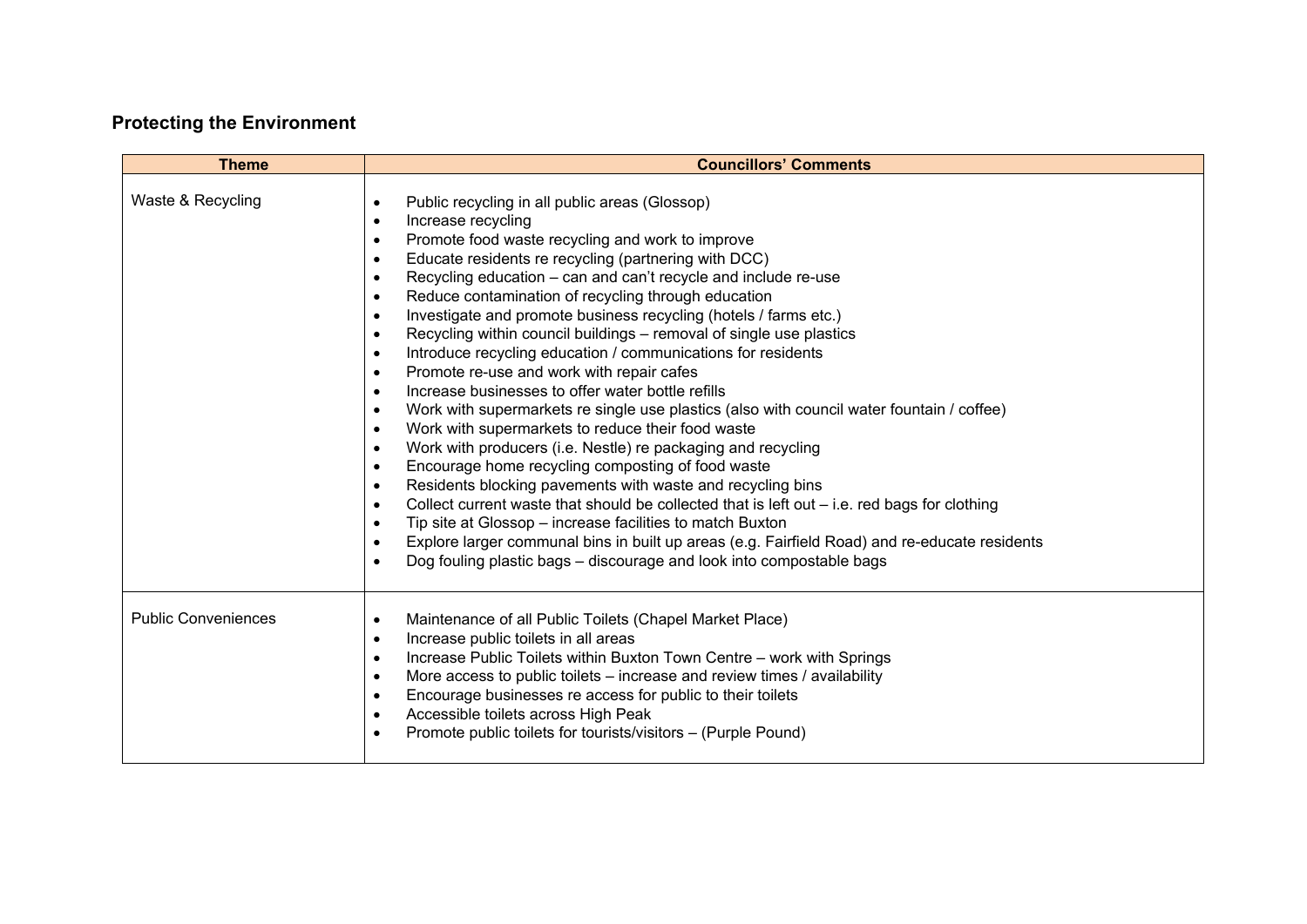## Protecting the Environment

| Theme | Councillors' Comments |
| --- | --- |
| Waste & Recycling | • Public recycling in all public areas (Glossop)<br>• Increase recycling<br>• Promote food waste recycling and work to improve<br>• Educate residents re recycling (partnering with DCC)<br>• Recycling education – can and can't recycle and include re-use<br>• Reduce contamination of recycling through education<br>• Investigate and promote business recycling (hotels / farms etc.)<br>• Recycling within council buildings – removal of single use plastics<br>• Introduce recycling education / communications for residents<br>• Promote re-use and work with repair cafes<br>• Increase businesses to offer water bottle refills<br>• Work with supermarkets re single use plastics (also with council water fountain / coffee)<br>• Work with supermarkets to reduce their food waste<br>• Work with producers (i.e. Nestle) re packaging and recycling<br>• Encourage home recycling composting of food waste<br>• Residents blocking pavements with waste and recycling bins<br>• Collect current waste that should be collected that is left out – i.e. red bags for clothing<br>• Tip site at Glossop – increase facilities to match Buxton<br>• Explore larger communal bins in built up areas (e.g. Fairfield Road) and re-educate residents<br>• Dog fouling plastic bags – discourage and look into compostable bags |
| Public Conveniences | • Maintenance of all Public Toilets (Chapel Market Place)<br>• Increase public toilets in all areas<br>• Increase Public Toilets within Buxton Town Centre – work with Springs<br>• More access to public toilets – increase and review times / availability<br>• Encourage businesses re access for public to their toilets<br>• Accessible toilets across High Peak<br>• Promote public toilets for tourists/visitors – (Purple Pound) |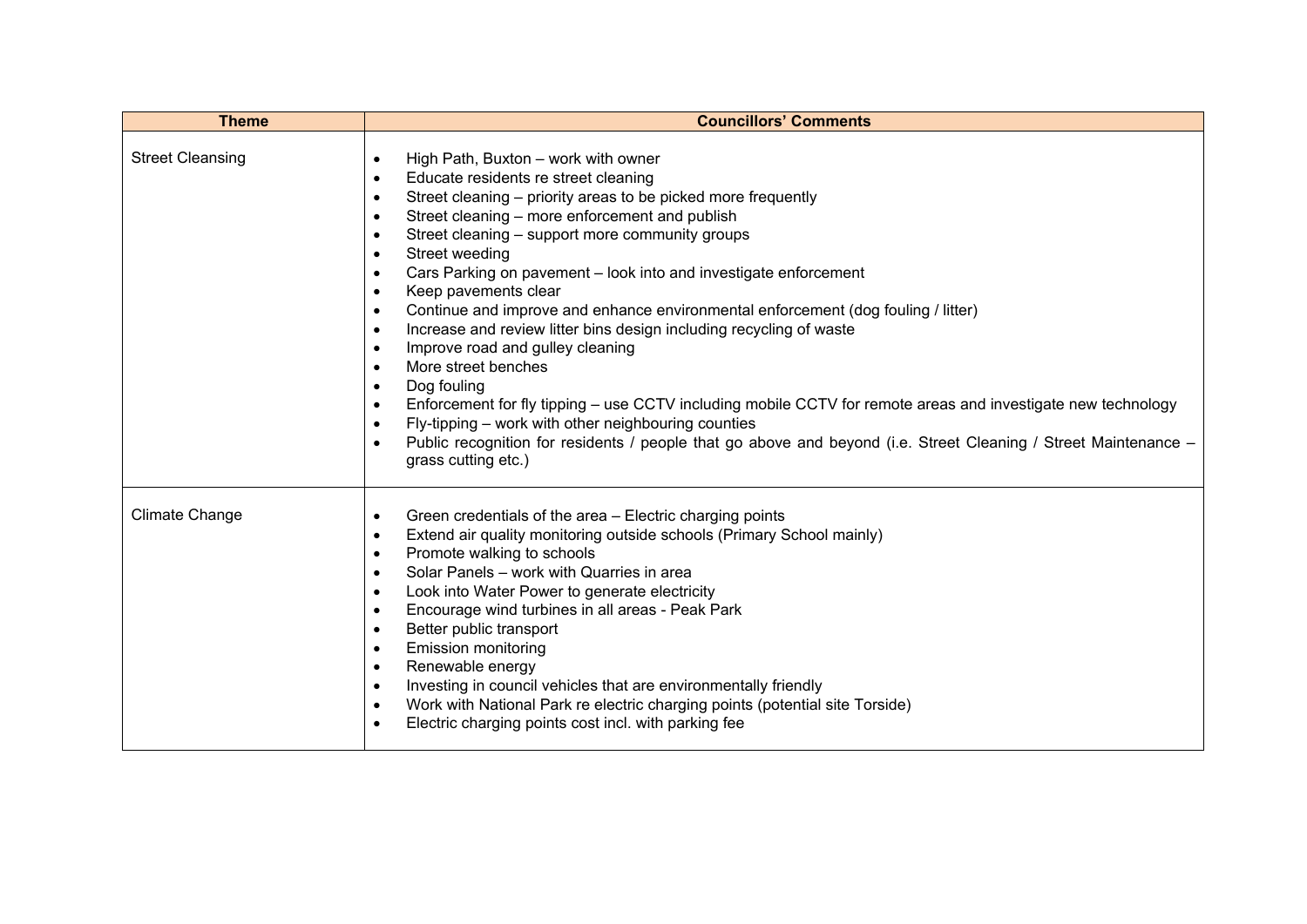| Theme | Councillors' Comments |
| --- | --- |
| Street Cleansing | • High Path, Buxton – work with owner<br>• Educate residents re street cleaning<br>• Street cleaning – priority areas to be picked more frequently<br>• Street cleaning – more enforcement and publish<br>• Street cleaning – support more community groups<br>• Street weeding<br>• Cars Parking on pavement – look into and investigate enforcement<br>• Keep pavements clear<br>• Continue and improve and enhance environmental enforcement (dog fouling / litter)<br>• Increase and review litter bins design including recycling of waste<br>• Improve road and gulley cleaning<br>• More street benches<br>• Dog fouling<br>• Enforcement for fly tipping – use CCTV including mobile CCTV for remote areas and investigate new technology<br>• Fly-tipping – work with other neighbouring counties<br>• Public recognition for residents / people that go above and beyond (i.e. Street Cleaning / Street Maintenance – grass cutting etc.) |
| Climate Change | • Green credentials of the area – Electric charging points<br>• Extend air quality monitoring outside schools (Primary School mainly)<br>• Promote walking to schools<br>• Solar Panels – work with Quarries in area<br>• Look into Water Power to generate electricity<br>• Encourage wind turbines in all areas - Peak Park<br>• Better public transport<br>• Emission monitoring<br>• Renewable energy<br>• Investing in council vehicles that are environmentally friendly<br>• Work with National Park re electric charging points (potential site Torside)<br>• Electric charging points cost incl. with parking fee |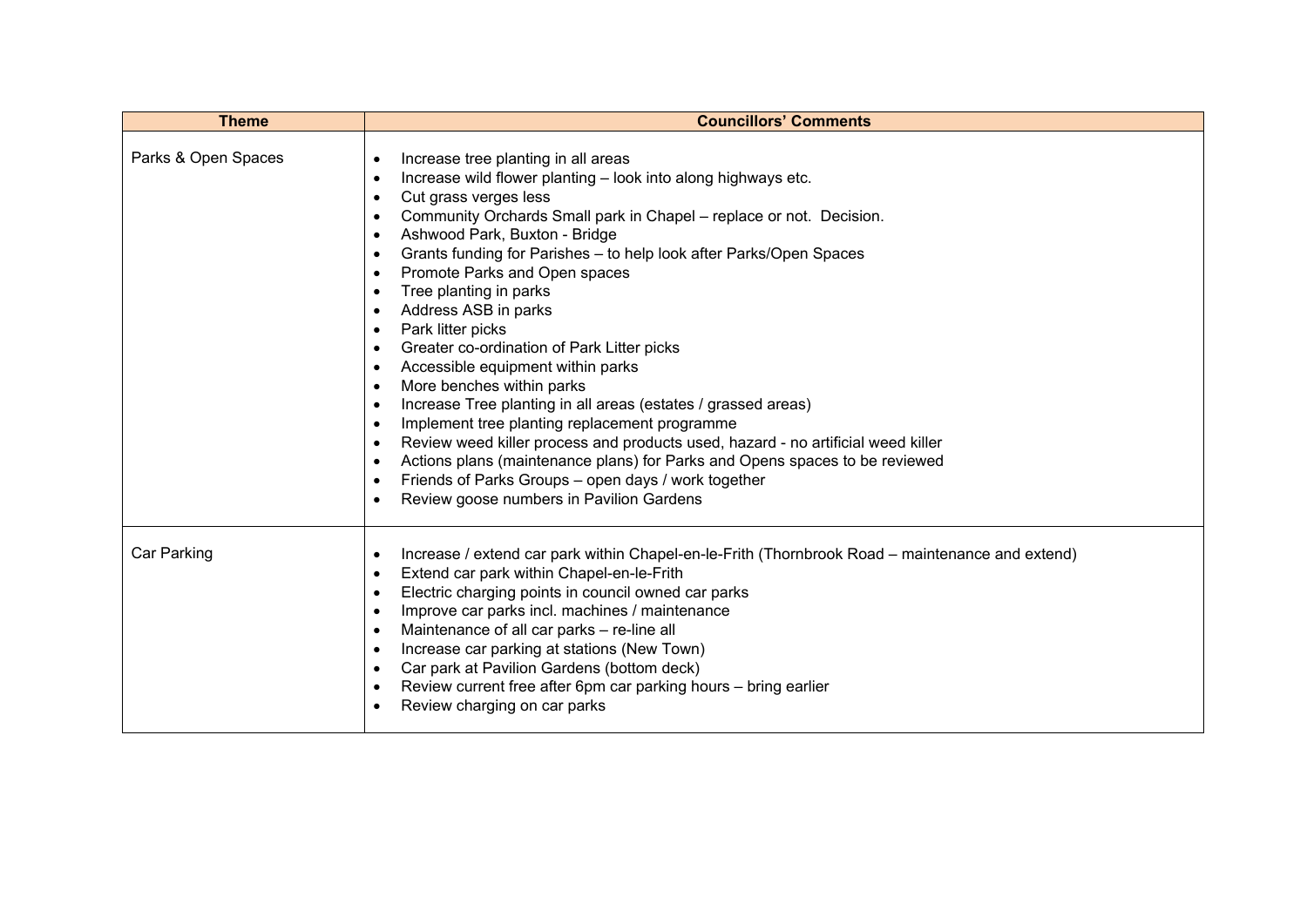| Theme | Councillors' Comments |
|---|---|
| Parks & Open Spaces | • Increase tree planting in all areas<br>• Increase wild flower planting – look into along highways etc.<br>• Cut grass verges less<br>• Community Orchards Small park in Chapel – replace or not. Decision.<br>• Ashwood Park, Buxton - Bridge<br>• Grants funding for Parishes – to help look after Parks/Open Spaces<br>• Promote Parks and Open spaces<br>• Tree planting in parks<br>• Address ASB in parks<br>• Park litter picks<br>• Greater co-ordination of Park Litter picks<br>• Accessible equipment within parks<br>• More benches within parks<br>• Increase Tree planting in all areas (estates / grassed areas)<br>• Implement tree planting replacement programme<br>• Review weed killer process and products used, hazard - no artificial weed killer<br>• Actions plans (maintenance plans) for Parks and Opens spaces to be reviewed<br>• Friends of Parks Groups – open days / work together<br>• Review goose numbers in Pavilion Gardens |
| Car Parking | • Increase / extend car park within Chapel-en-le-Frith (Thornbrook Road – maintenance and extend)<br>• Extend car park within Chapel-en-le-Frith<br>• Electric charging points in council owned car parks<br>• Improve car parks incl. machines / maintenance<br>• Maintenance of all car parks – re-line all<br>• Increase car parking at stations (New Town)<br>• Car park at Pavilion Gardens (bottom deck)<br>• Review current free after 6pm car parking hours – bring earlier<br>• Review charging on car parks |